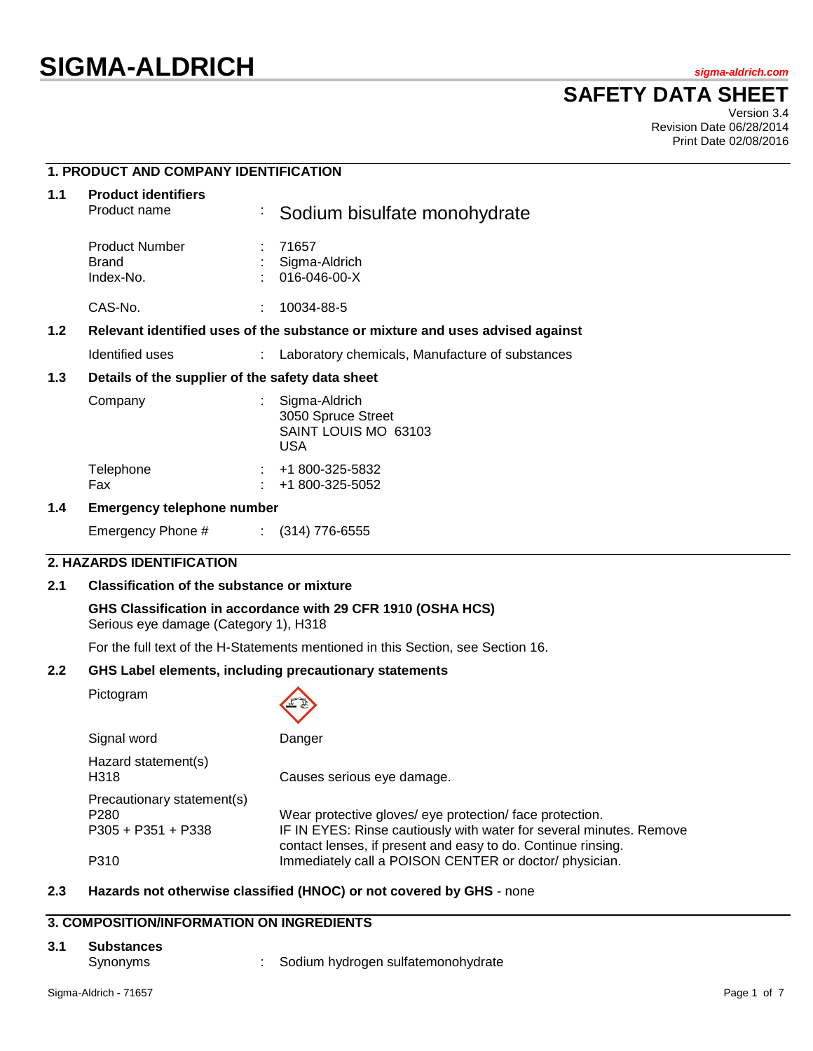# SIGMA-ALDRICH

*sigma-aldrich.com*

## SAFETY DATA SHEET

Version 3.4
Revision Date 06/28/2014
Print Date 02/08/2016

## 1. PRODUCT AND COMPANY IDENTIFICATION

### 1.1 Product identifiers

| | | |
|---|---|---|
| Product name | : | Sodium bisulfate monohydrate |
| Product Number | : | 71657 |
| Brand | : | Sigma-Aldrich |
| Index-No. | : | 016-046-00-X |
| CAS-No. | : | 10034-88-5 |

### 1.2 Relevant identified uses of the substance or mixture and uses advised against

| | | |
|---|---|---|
| Identified uses | : | Laboratory chemicals, Manufacture of substances |

### 1.3 Details of the supplier of the safety data sheet

| | | |
|---|---|---|
| Company | : | Sigma-Aldrich<br>3050 Spruce Street<br>SAINT LOUIS MO 63103<br>USA |
| Telephone | : | +1 800-325-5832 |
| Fax | : | +1 800-325-5052 |

### 1.4 Emergency telephone number

| | | |
|---|---|---|
| Emergency Phone # | : | (314) 776-6555 |

## 2. HAZARDS IDENTIFICATION

### 2.1 Classification of the substance or mixture

**GHS Classification in accordance with 29 CFR 1910 (OSHA HCS)**
Serious eye damage (Category 1), H318

For the full text of the H-Statements mentioned in this Section, see Section 16.

### 2.2 GHS Label elements, including precautionary statements

| | |
|---|---|
| Pictogram | |
| Signal word | Danger |
| Hazard statement(s) | |
| H318 | Causes serious eye damage. |
| Precautionary statement(s) | |
| P280 | Wear protective gloves/ eye protection/ face protection. |
| P305 + P351 + P338 | IF IN EYES: Rinse cautiously with water for several minutes. Remove contact lenses, if present and easy to do. Continue rinsing. |
| P310 | Immediately call a POISON CENTER or doctor/ physician. |

### 2.3 Hazards not otherwise classified (HNOC) or not covered by GHS - none

## 3. COMPOSITION/INFORMATION ON INGREDIENTS

### 3.1 Substances

| | | |
|---|---|---|
| Synonyms | : | Sodium hydrogen sulfatemonohydrate |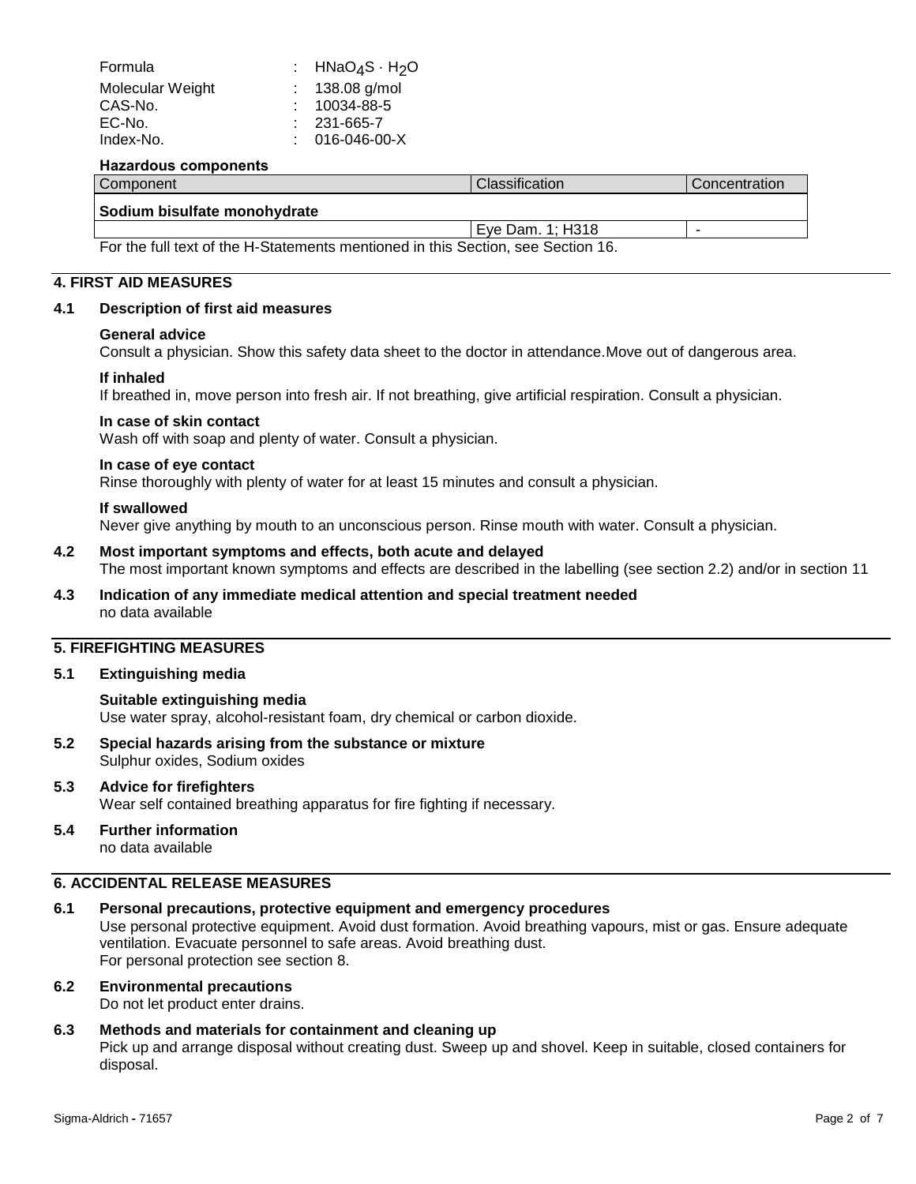| | | |
|---|---|---|
| Formula | : | $HNaO_4S \cdot H_2O$ |
| Molecular Weight | : | 138.08 g/mol |
| CAS-No. | : | 10034-88-5 |
| EC-No. | : | 231-665-7 |
| Index-No. | : | 016-046-00-X |

**Hazardous components**

| Component | Classification | Concentration |
|---|---|---|
| **Sodium bisulfate monohydrate** | | |
| | Eye Dam. 1; H318 | - |

For the full text of the H-Statements mentioned in this Section, see Section 16.

## 4. FIRST AID MEASURES

### 4.1 Description of first aid measures

**General advice**
Consult a physician. Show this safety data sheet to the doctor in attendance.Move out of dangerous area.

**If inhaled**
If breathed in, move person into fresh air. If not breathing, give artificial respiration. Consult a physician.

**In case of skin contact**
Wash off with soap and plenty of water. Consult a physician.

**In case of eye contact**
Rinse thoroughly with plenty of water for at least 15 minutes and consult a physician.

**If swallowed**
Never give anything by mouth to an unconscious person. Rinse mouth with water. Consult a physician.

### 4.2 Most important symptoms and effects, both acute and delayed
The most important known symptoms and effects are described in the labelling (see section 2.2) and/or in section 11

### 4.3 Indication of any immediate medical attention and special treatment needed
no data available

## 5. FIREFIGHTING MEASURES

### 5.1 Extinguishing media

**Suitable extinguishing media**
Use water spray, alcohol-resistant foam, dry chemical or carbon dioxide.

### 5.2 Special hazards arising from the substance or mixture
Sulphur oxides, Sodium oxides

### 5.3 Advice for firefighters
Wear self contained breathing apparatus for fire fighting if necessary.

### 5.4 Further information
no data available

## 6. ACCIDENTAL RELEASE MEASURES

### 6.1 Personal precautions, protective equipment and emergency procedures
Use personal protective equipment. Avoid dust formation. Avoid breathing vapours, mist or gas. Ensure adequate ventilation. Evacuate personnel to safe areas. Avoid breathing dust.
For personal protection see section 8.

### 6.2 Environmental precautions
Do not let product enter drains.

### 6.3 Methods and materials for containment and cleaning up
Pick up and arrange disposal without creating dust. Sweep up and shovel. Keep in suitable, closed containers for disposal.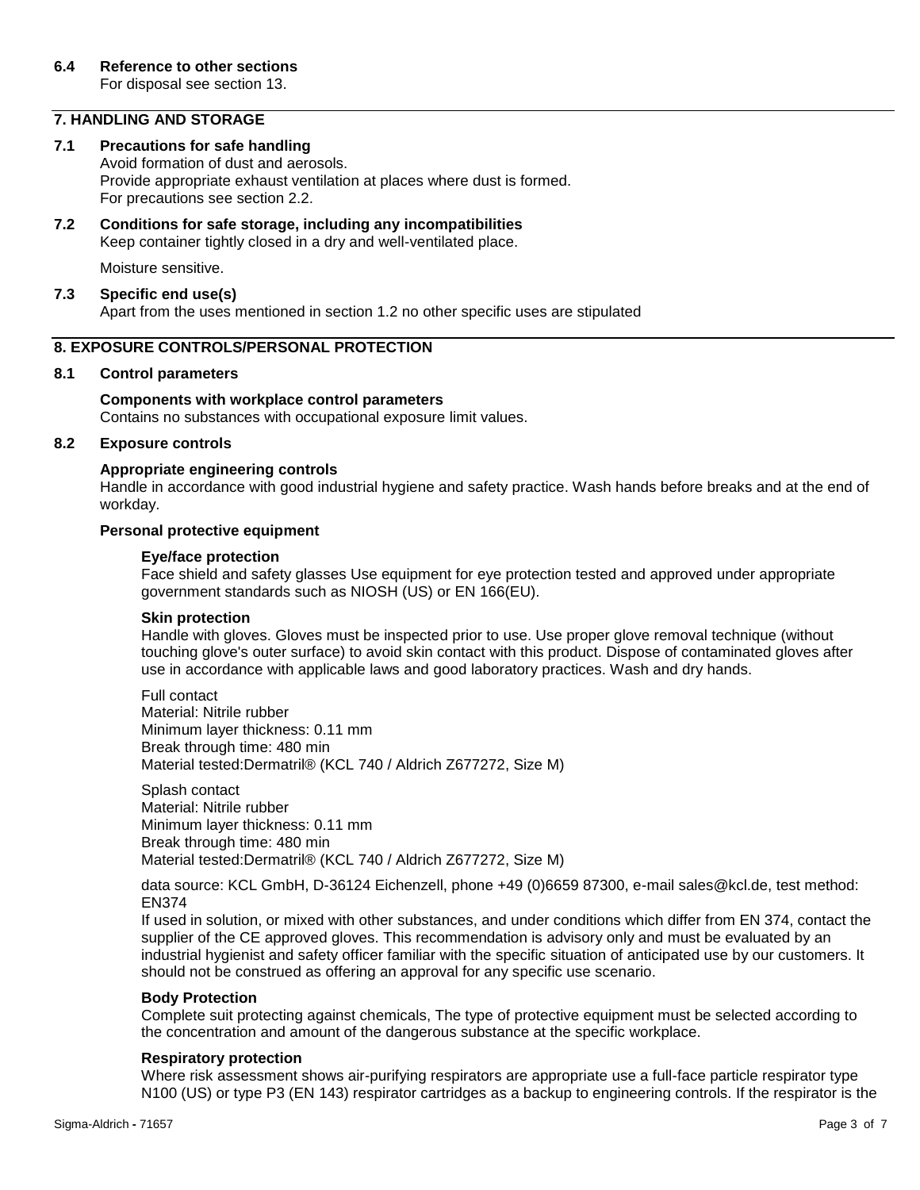### 6.4 Reference to other sections

For disposal see section 13.

## 7. HANDLING AND STORAGE

### 7.1 Precautions for safe handling

Avoid formation of dust and aerosols.
Provide appropriate exhaust ventilation at places where dust is formed.
For precautions see section 2.2.

### 7.2 Conditions for safe storage, including any incompatibilities

Keep container tightly closed in a dry and well-ventilated place.

Moisture sensitive.

### 7.3 Specific end use(s)

Apart from the uses mentioned in section 1.2 no other specific uses are stipulated

## 8. EXPOSURE CONTROLS/PERSONAL PROTECTION

### 8.1 Control parameters

**Components with workplace control parameters**
Contains no substances with occupational exposure limit values.

### 8.2 Exposure controls

**Appropriate engineering controls**
Handle in accordance with good industrial hygiene and safety practice. Wash hands before breaks and at the end of workday.

**Personal protective equipment**

**Eye/face protection**
Face shield and safety glasses Use equipment for eye protection tested and approved under appropriate government standards such as NIOSH (US) or EN 166(EU).

**Skin protection**
Handle with gloves. Gloves must be inspected prior to use. Use proper glove removal technique (without touching glove's outer surface) to avoid skin contact with this product. Dispose of contaminated gloves after use in accordance with applicable laws and good laboratory practices. Wash and dry hands.

Full contact
Material: Nitrile rubber
Minimum layer thickness: 0.11 mm
Break through time: 480 min
Material tested:Dermatril® (KCL 740 / Aldrich Z677272, Size M)

Splash contact
Material: Nitrile rubber
Minimum layer thickness: 0.11 mm
Break through time: 480 min
Material tested:Dermatril® (KCL 740 / Aldrich Z677272, Size M)

data source: KCL GmbH, D-36124 Eichenzell, phone +49 (0)6659 87300, e-mail sales@kcl.de, test method: EN374
If used in solution, or mixed with other substances, and under conditions which differ from EN 374, contact the supplier of the CE approved gloves. This recommendation is advisory only and must be evaluated by an industrial hygienist and safety officer familiar with the specific situation of anticipated use by our customers. It should not be construed as offering an approval for any specific use scenario.

**Body Protection**
Complete suit protecting against chemicals, The type of protective equipment must be selected according to the concentration and amount of the dangerous substance at the specific workplace.

**Respiratory protection**
Where risk assessment shows air-purifying respirators are appropriate use a full-face particle respirator type N100 (US) or type P3 (EN 143) respirator cartridges as a backup to engineering controls. If the respirator is the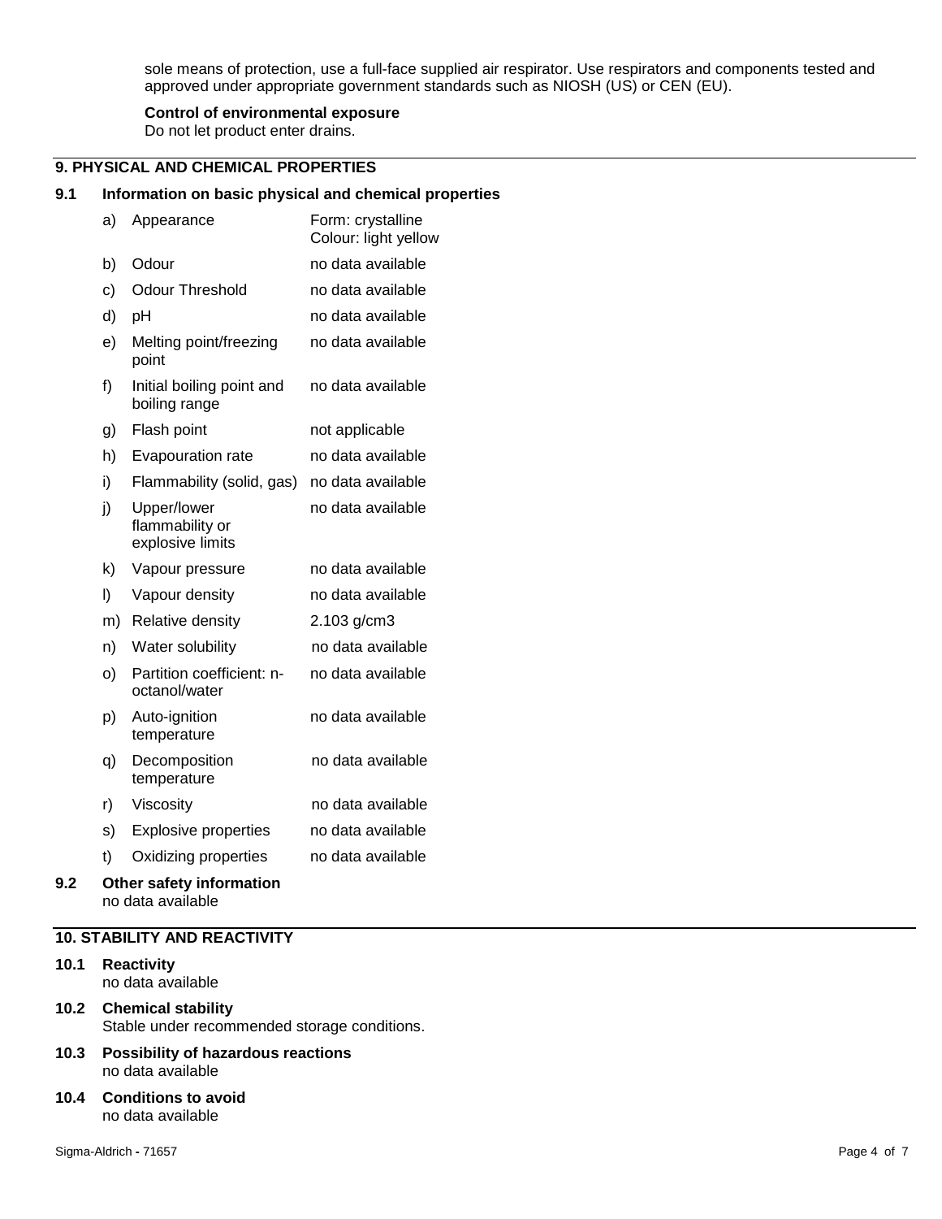sole means of protection, use a full-face supplied air respirator. Use respirators and components tested and approved under appropriate government standards such as NIOSH (US) or CEN (EU).

**Control of environmental exposure**
Do not let product enter drains.

## 9. PHYSICAL AND CHEMICAL PROPERTIES

### 9.1 Information on basic physical and chemical properties

| | | |
|---|---|---|
| a) | Appearance | Form: crystalline<br>Colour: light yellow |
| b) | Odour | no data available |
| c) | Odour Threshold | no data available |
| d) | pH | no data available |
| e) | Melting point/freezing point | no data available |
| f) | Initial boiling point and boiling range | no data available |
| g) | Flash point | not applicable |
| h) | Evapouration rate | no data available |
| i) | Flammability (solid, gas) | no data available |
| j) | Upper/lower flammability or explosive limits | no data available |
| k) | Vapour pressure | no data available |
| l) | Vapour density | no data available |
| m) | Relative density | 2.103 g/cm3 |
| n) | Water solubility | no data available |
| o) | Partition coefficient: n-octanol/water | no data available |
| p) | Auto-ignition temperature | no data available |
| q) | Decomposition temperature | no data available |
| r) | Viscosity | no data available |
| s) | Explosive properties | no data available |
| t) | Oxidizing properties | no data available |

### 9.2 Other safety information
no data available

## 10. STABILITY AND REACTIVITY

### 10.1 Reactivity
no data available

### 10.2 Chemical stability
Stable under recommended storage conditions.

### 10.3 Possibility of hazardous reactions
no data available

### 10.4 Conditions to avoid
no data available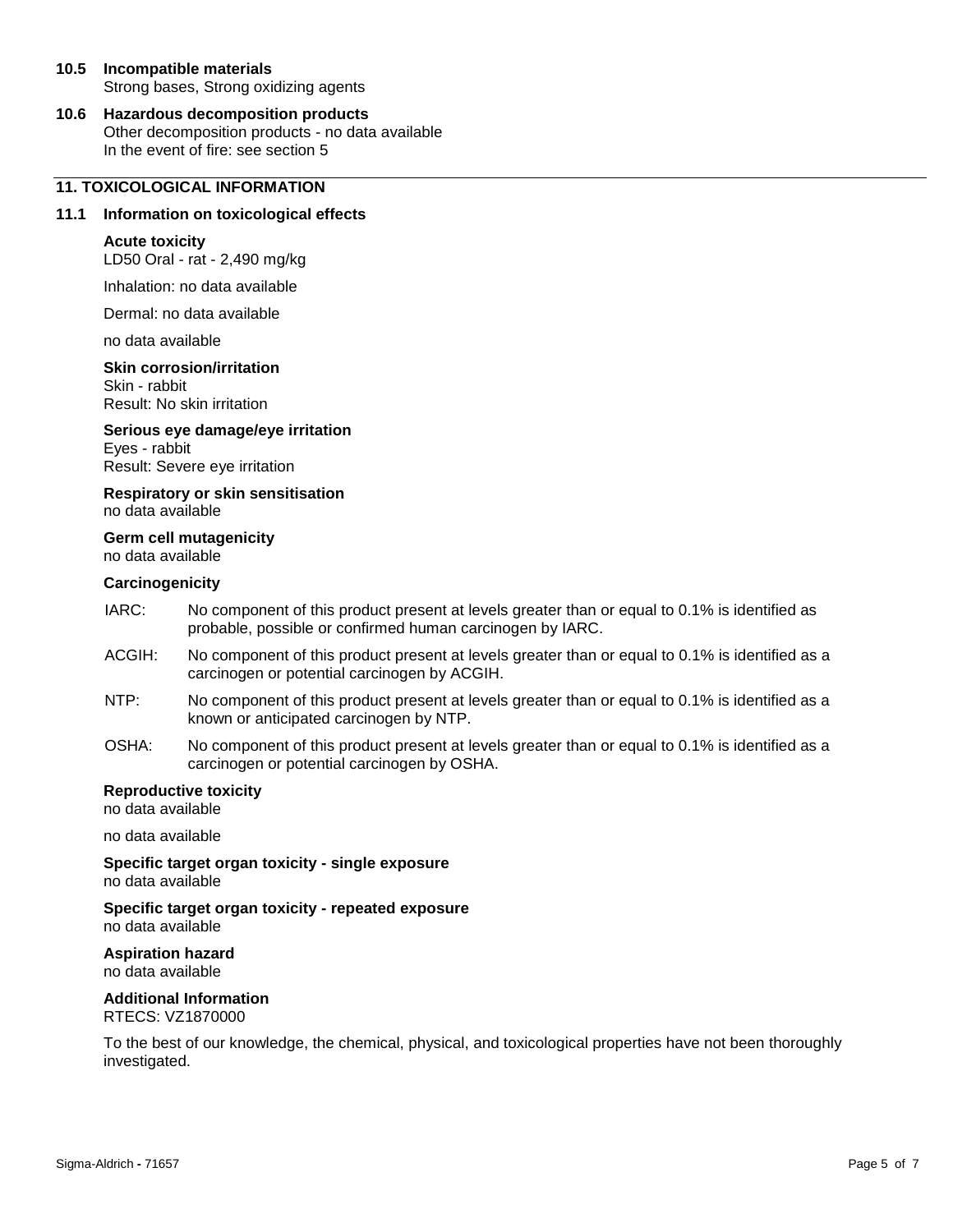### 10.5 Incompatible materials

Strong bases, Strong oxidizing agents

### 10.6 Hazardous decomposition products

Other decomposition products - no data available
In the event of fire: see section 5

## 11. TOXICOLOGICAL INFORMATION

### 11.1 Information on toxicological effects

**Acute toxicity**
LD50 Oral - rat - 2,490 mg/kg

Inhalation: no data available

Dermal: no data available

no data available

**Skin corrosion/irritation**
Skin - rabbit
Result: No skin irritation

**Serious eye damage/eye irritation**
Eyes - rabbit
Result: Severe eye irritation

**Respiratory or skin sensitisation**
no data available

**Germ cell mutagenicity**
no data available

**Carcinogenicity**

IARC: No component of this product present at levels greater than or equal to 0.1% is identified as probable, possible or confirmed human carcinogen by IARC.

ACGIH: No component of this product present at levels greater than or equal to 0.1% is identified as a carcinogen or potential carcinogen by ACGIH.

NTP: No component of this product present at levels greater than or equal to 0.1% is identified as a known or anticipated carcinogen by NTP.

OSHA: No component of this product present at levels greater than or equal to 0.1% is identified as a carcinogen or potential carcinogen by OSHA.

**Reproductive toxicity**
no data available

no data available

**Specific target organ toxicity - single exposure**
no data available

**Specific target organ toxicity - repeated exposure**
no data available

**Aspiration hazard**
no data available

**Additional Information**
RTECS: VZ1870000

To the best of our knowledge, the chemical, physical, and toxicological properties have not been thoroughly investigated.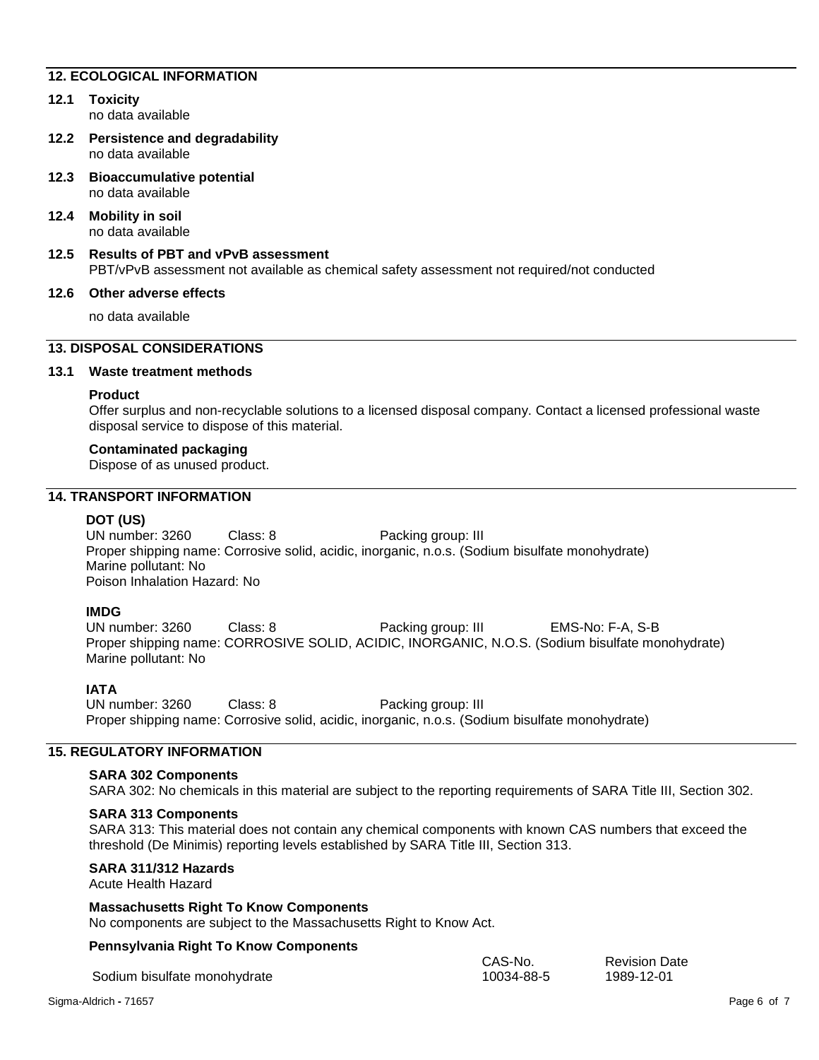## 12. ECOLOGICAL INFORMATION

### 12.1 Toxicity

no data available

### 12.2 Persistence and degradability

no data available

### 12.3 Bioaccumulative potential

no data available

### 12.4 Mobility in soil

no data available

### 12.5 Results of PBT and vPvB assessment

PBT/vPvB assessment not available as chemical safety assessment not required/not conducted

### 12.6 Other adverse effects

no data available

## 13. DISPOSAL CONSIDERATIONS

### 13.1 Waste treatment methods

**Product**

Offer surplus and non-recyclable solutions to a licensed disposal company. Contact a licensed professional waste disposal service to dispose of this material.

**Contaminated packaging**

Dispose of as unused product.

## 14. TRANSPORT INFORMATION

**DOT (US)**

UN number: 3260 Class: 8 Packing group: III

Proper shipping name: Corrosive solid, acidic, inorganic, n.o.s. (Sodium bisulfate monohydrate)

Marine pollutant: No

Poison Inhalation Hazard: No

**IMDG**

UN number: 3260 Class: 8 Packing group: III EMS-No: F-A, S-B

Proper shipping name: CORROSIVE SOLID, ACIDIC, INORGANIC, N.O.S. (Sodium bisulfate monohydrate)

Marine pollutant: No

**IATA**

UN number: 3260 Class: 8 Packing group: III

Proper shipping name: Corrosive solid, acidic, inorganic, n.o.s. (Sodium bisulfate monohydrate)

## 15. REGULATORY INFORMATION

**SARA 302 Components**

SARA 302: No chemicals in this material are subject to the reporting requirements of SARA Title III, Section 302.

**SARA 313 Components**

SARA 313: This material does not contain any chemical components with known CAS numbers that exceed the threshold (De Minimis) reporting levels established by SARA Title III, Section 313.

**SARA 311/312 Hazards**

Acute Health Hazard

**Massachusetts Right To Know Components**

No components are subject to the Massachusetts Right to Know Act.

**Pennsylvania Right To Know Components**

| | CAS-No. | Revision Date |
|---|---|---|
| Sodium bisulfate monohydrate | 10034-88-5 | 1989-12-01 |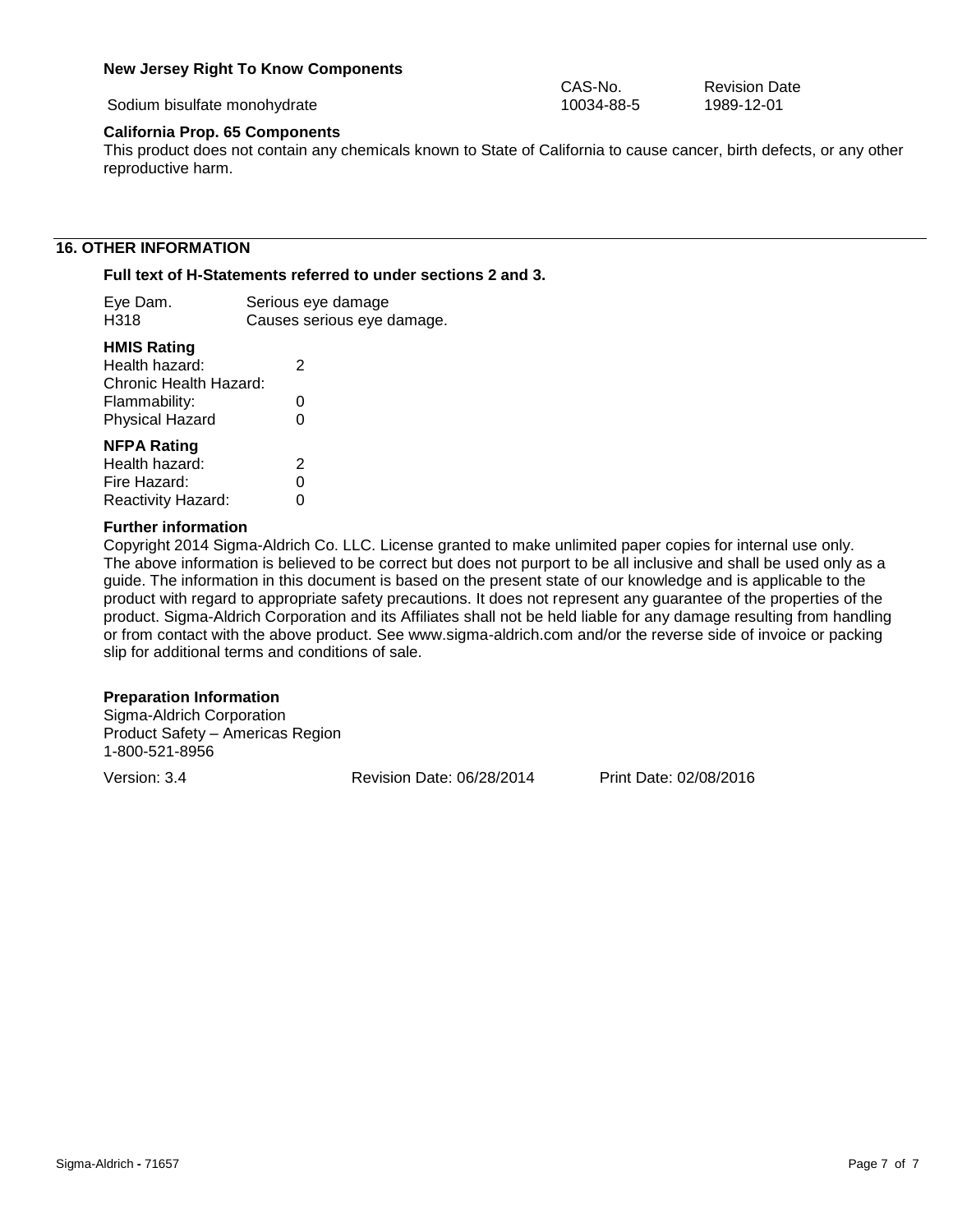**New Jersey Right To Know Components**

| | CAS-No. | Revision Date |
|---|---|---|
| Sodium bisulfate monohydrate | 10034-88-5 | 1989-12-01 |

**California Prop. 65 Components**

This product does not contain any chemicals known to State of California to cause cancer, birth defects, or any other reproductive harm.

## 16. OTHER INFORMATION

**Full text of H-Statements referred to under sections 2 and 3.**

| | |
|---|---|
| Eye Dam. | Serious eye damage |
| H318 | Causes serious eye damage. |

**HMIS Rating**

| | |
|---|---|
| Health hazard: | 2 |
| Chronic Health Hazard: | |
| Flammability: | 0 |
| Physical Hazard | 0 |

**NFPA Rating**

| | |
|---|---|
| Health hazard: | 2 |
| Fire Hazard: | 0 |
| Reactivity Hazard: | 0 |

**Further information**

Copyright 2014 Sigma-Aldrich Co. LLC. License granted to make unlimited paper copies for internal use only. The above information is believed to be correct but does not purport to be all inclusive and shall be used only as a guide. The information in this document is based on the present state of our knowledge and is applicable to the product with regard to appropriate safety precautions. It does not represent any guarantee of the properties of the product. Sigma-Aldrich Corporation and its Affiliates shall not be held liable for any damage resulting from handling or from contact with the above product. See www.sigma-aldrich.com and/or the reverse side of invoice or packing slip for additional terms and conditions of sale.

**Preparation Information**

Sigma-Aldrich Corporation
Product Safety – Americas Region
1-800-521-8956

Version: 3.4 Revision Date: 06/28/2014 Print Date: 02/08/2016